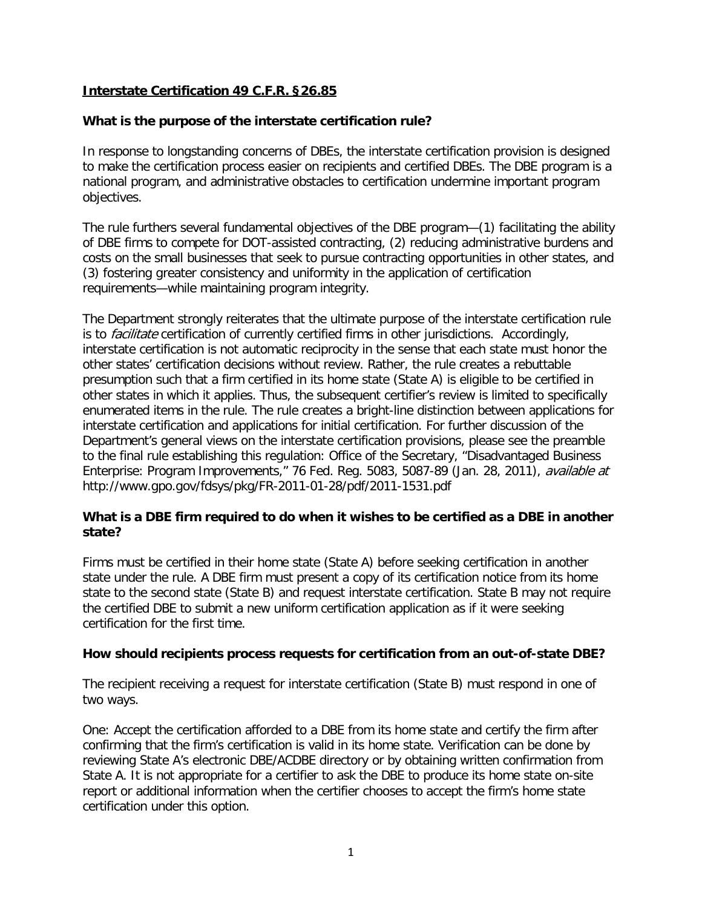## **Interstate Certification 49 C.F.R. §26.85**

### What is the purpose of the interstate certification rule?

In response to longstanding concerns of DBEs, the interstate certification provision is designed to make the certification process easier on recipients and certified DBEs. The DBE program is a national program, and administrative obstacles to certification undermine important program objectives.

The rule furthers several fundamental objectives of the DBE program—(1) facilitating the ability of DBE firms to compete for DOT-assisted contracting, (2) reducing administrative burdens and costs on the small businesses that seek to pursue contracting opportunities in other states, and (3) fostering greater consistency and uniformity in the application of certification requirements—while maintaining program integrity.

The Department strongly reiterates that the ultimate purpose of the interstate certification rule is to *facilitate* certification of currently certified firms in other jurisdictions. Accordingly, interstate certification is not automatic reciprocity in the sense that each state must honor the other states' certification decisions without review. Rather, the rule creates a rebuttable presumption such that a firm certified in its home state (State A) is eligible to be certified in other states in which it applies. Thus, the subsequent certifier's review is limited to specifically enumerated items in the rule. The rule creates a bright-line distinction between applications for interstate certification and applications for initial certification. For further discussion of the Department's general views on the interstate certification provisions, please see the preamble to the final rule establishing this regulation: Office of the Secretary, "Disadvantaged Business Enterprise: Program Improvements," 76 Fed. Reg. 5083, 5087-89 (Jan. 28, 2011), *available at* http://www.gpo.gov/fdsys/pkg/FR-2011-01-28/pdf/2011-1531.pdf

### What is a DBE firm required to do when it wishes to be certified as a DBE in another state?

Firms must be certified in their home state (State A) before seeking certification in another state under the rule. A DBE firm must present a copy of its certification notice from its home state to the second state (State B) and request interstate certification. State B may not require the certified DBE to submit a new uniform certification application as if it were seeking certification for the first time.

### How should recipients process requests for certification from an out-of-state DBE?

The recipient receiving a request for interstate certification (State B) must respond in one of two ways.

One: Accept the certification afforded to a DBE from its home state and certify the firm after confirming that the firm's certification is valid in its home state. Verification can be done by reviewing State A's electronic DBE/ACDBE directory or by obtaining written confirmation from State A. It is not appropriate for a certifier to ask the DBE to produce its home state on-site report or additional information when the certifier chooses to accept the firm's home state certification under this option.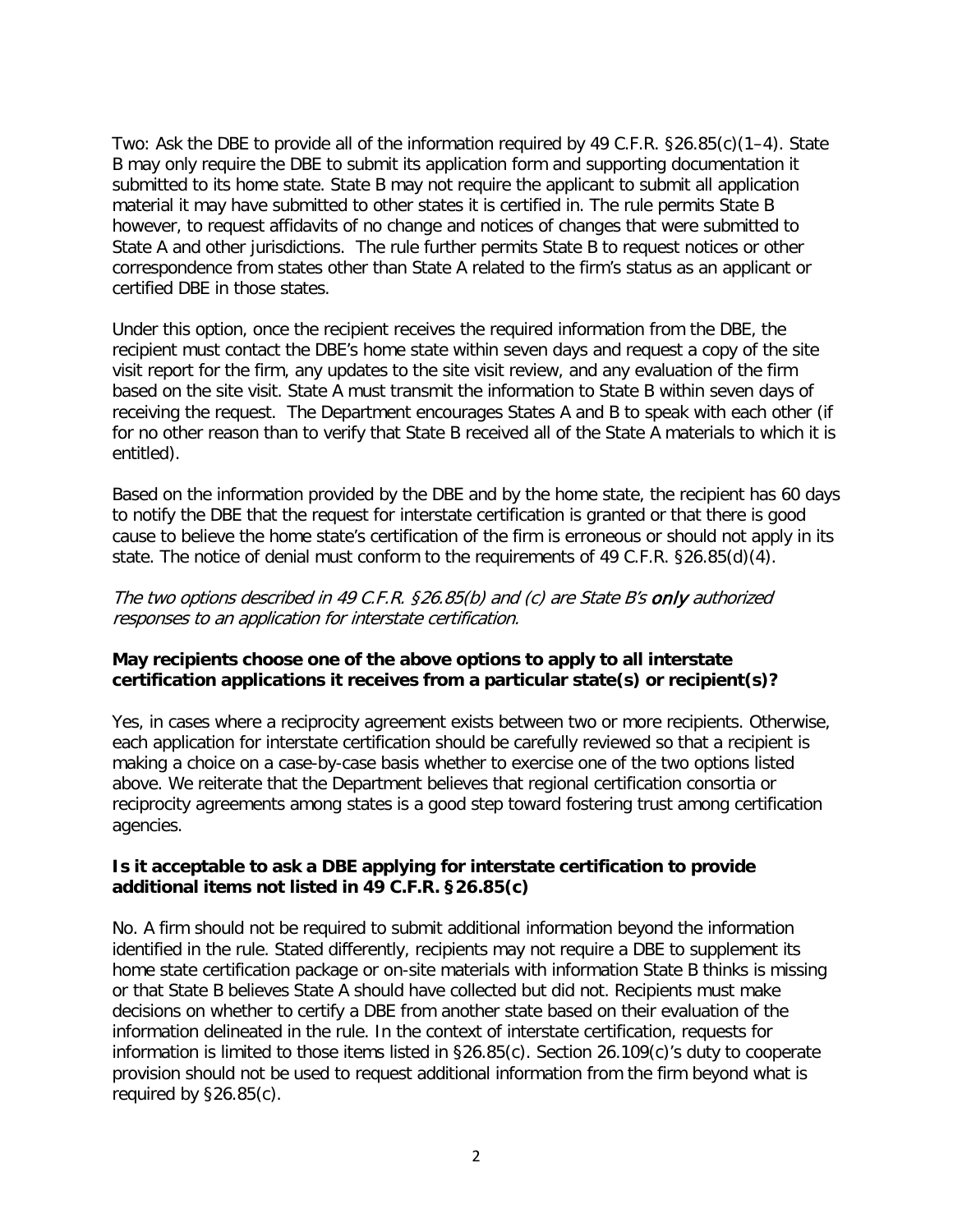Two: Ask the DBE to provide all of the information required by 49 C.F.R. §26.85(c)(1–4). State B may only require the DBE to submit its application form and supporting documentation it submitted to its home state. State B may not require the applicant to submit all application material it may have submitted to other states it is certified in. The rule permits State B however, to request affidavits of no change and notices of changes that were submitted to State A and other jurisdictions. The rule further permits State B to request notices or other correspondence from states other than State A related to the firm's status as an applicant or certified DBE in those states.

Under this option, once the recipient receives the required information from the DBE, the recipient must contact the DBE's home state within seven days and request a copy of the site visit report for the firm, any updates to the site visit review, and any evaluation of the firm based on the site visit. State A must transmit the information to State B within seven days of receiving the request. The Department encourages States A and B to speak with each other (if for no other reason than to verify that State B received all of the State A materials to which it is entitled).

Based on the information provided by the DBE and by the home state, the recipient has 60 days to notify the DBE that the request for interstate certification is granted or that there is good cause to believe the home state's certification of the firm is erroneous or should not apply in its state. The notice of denial must conform to the requirements of 49 C.F.R. §26.85(d)(4).

*The two options described in 49 C.F.R. §26.85(b) and (c) are State B's **only** authorized responses to an application for interstate certification.*

**May recipients choose one of the above options to apply to all interstate certification applications it receives from a particular state(s) or recipient(s)?**

Yes, in cases where a reciprocity agreement exists between two or more recipients. Otherwise, each application for interstate certification should be carefully reviewed so that a recipient is making a choice on a case-by-case basis whether to exercise one of the two options listed above. We reiterate that the Department believes that regional certification consortia or reciprocity agreements among states is a good step toward fostering trust among certification agencies.

**Is it acceptable to ask a DBE applying for interstate certification to provide additional items not listed in 49 C.F.R. §26.85(c)**

No. A firm should not be required to submit additional information beyond the information identified in the rule. Stated differently, recipients may not require a DBE to supplement its home state certification package or on-site materials with information State B thinks is missing or that State B believes State A should have collected but did not. Recipients must make decisions on whether to certify a DBE from another state based on their evaluation of the information delineated in the rule. In the context of interstate certification, requests for information is limited to those items listed in §26.85(c). Section 26.109(c)'s duty to cooperate provision should not be used to request additional information from the firm beyond what is required by §26.85(c).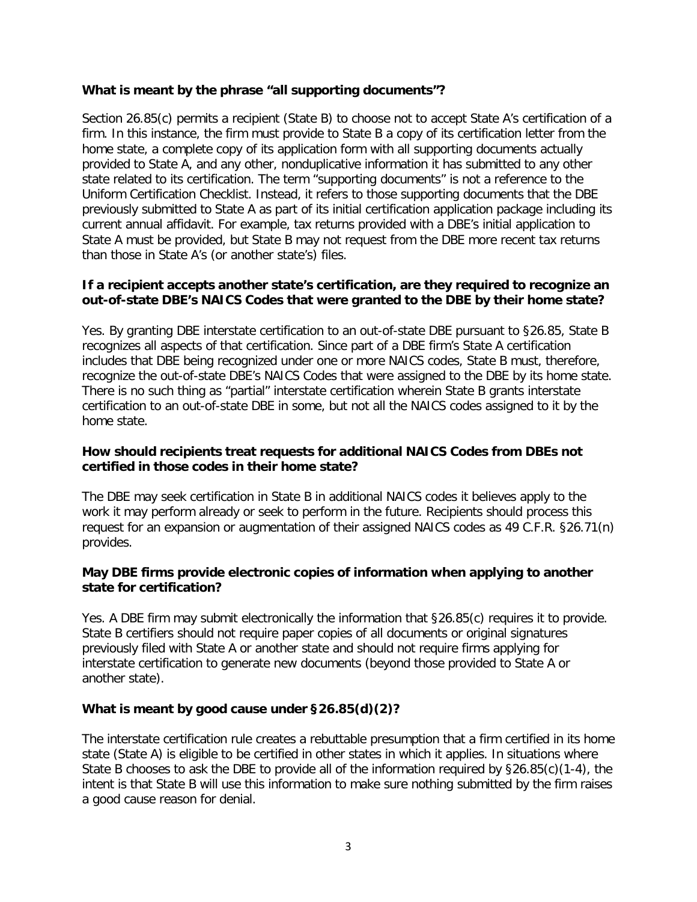**What is meant by the phrase "all supporting documents"?**

Section 26.85(c) permits a recipient (State B) to choose not to accept State A's certification of a firm. In this instance, the firm must provide to State B a copy of its certification letter from the home state, a complete copy of its application form with all supporting documents actually provided to State A, and any other, nonduplicative information it has submitted to any other state related to its certification. The term "supporting documents" is not a reference to the Uniform Certification Checklist. Instead, it refers to those supporting documents that the DBE previously submitted to State A as part of its initial certification application package including its current annual affidavit. For example, tax returns provided with a DBE's initial application to State A must be provided, but State B may not request from the DBE more recent tax returns than those in State A's (or another state's) files.

**If a recipient accepts another state's certification, are they required to recognize an out-of-state DBE's NAICS Codes that were granted to the DBE by their home state?**

Yes. By granting DBE interstate certification to an out-of-state DBE pursuant to §26.85, State B recognizes all aspects of that certification. Since part of a DBE firm's State A certification includes that DBE being recognized under one or more NAICS codes, State B must, therefore, recognize the out-of-state DBE's NAICS Codes that were assigned to the DBE by its home state. There is no such thing as "partial" interstate certification wherein State B grants interstate certification to an out-of-state DBE in some, but not all the NAICS codes assigned to it by the home state.

**How should recipients treat requests for additional NAICS Codes from DBEs not certified in those codes in their home state?**

The DBE may seek certification in State B in additional NAICS codes it believes apply to the work it may perform already or seek to perform in the future. Recipients should process this request for an expansion or augmentation of their assigned NAICS codes as 49 C.F.R. §26.71(n) provides.

**May DBE firms provide electronic copies of information when applying to another state for certification?**

Yes. A DBE firm may submit electronically the information that §26.85(c) requires it to provide. State B certifiers should not require paper copies of all documents or original signatures previously filed with State A or another state and should not require firms applying for interstate certification to generate new documents (beyond those provided to State A or another state).

**What is meant by good cause under §26.85(d)(2)?**

The interstate certification rule creates a rebuttable presumption that a firm certified in its home state (State A) is eligible to be certified in other states in which it applies. In situations where State B chooses to ask the DBE to provide all of the information required by §26.85(c)(1-4), the intent is that State B will use this information to make sure nothing submitted by the firm raises a good cause reason for denial.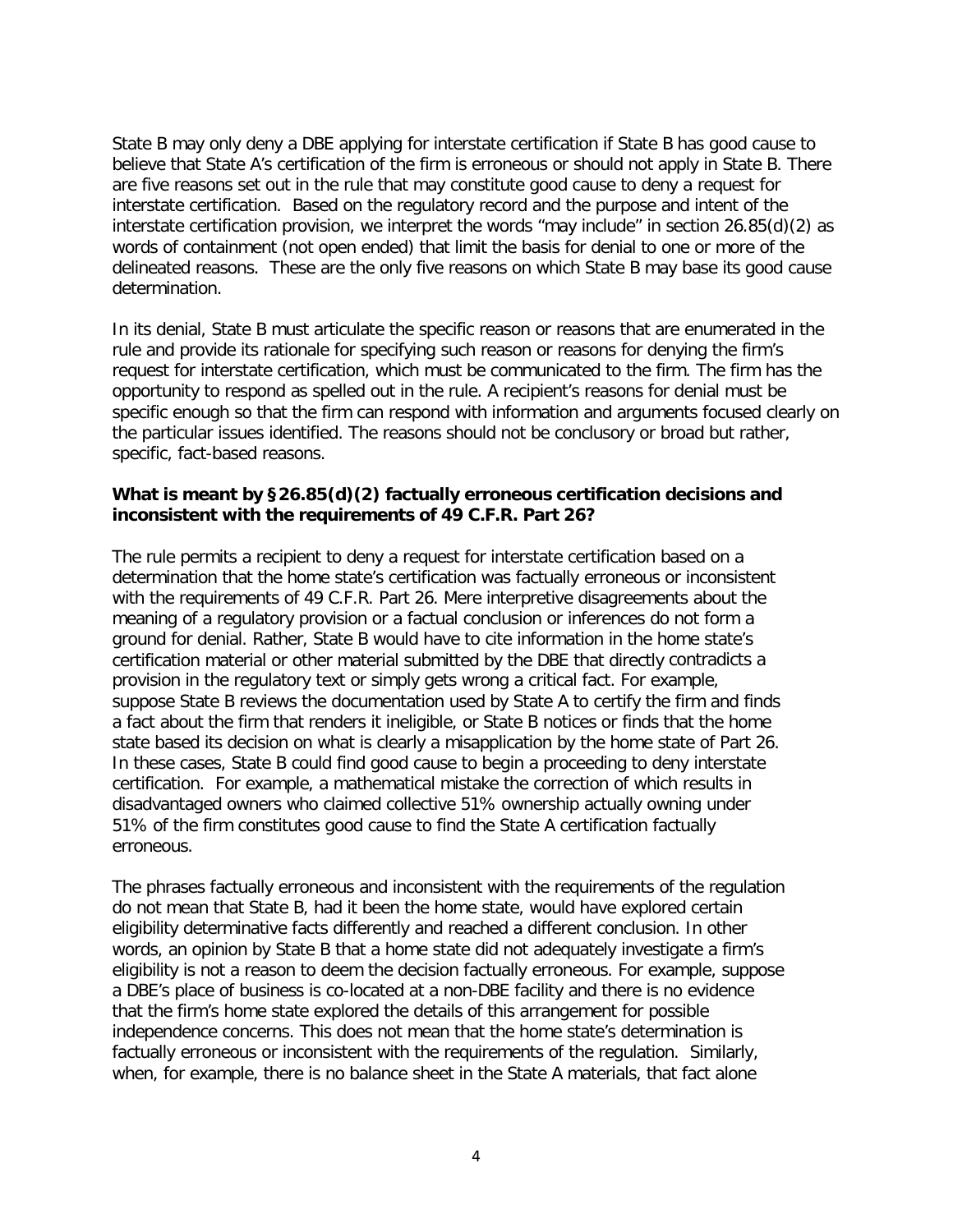State B may only deny a DBE applying for interstate certification if State B has good cause to believe that State A's certification of the firm is erroneous or should not apply in State B. There are five reasons set out in the rule that may constitute good cause to deny a request for interstate certification. Based on the regulatory record and the purpose and intent of the interstate certification provision, we interpret the words "may include" in section 26.85(d)(2) as words of containment (not open ended) that limit the basis for denial to one or more of the delineated reasons. These are the only five reasons on which State B may base its good cause determination.

In its denial, State B must articulate the specific reason or reasons that are enumerated in the rule and provide its rationale for specifying such reason or reasons for denying the firm's request for interstate certification, which must be communicated to the firm. The firm has the opportunity to respond as spelled out in the rule. A recipient's reasons for denial must be specific enough so that the firm can respond with information and arguments focused clearly on the particular issues identified. The reasons should not be conclusory or broad but rather, specific, fact-based reasons.

**What is meant by §26.85(d)(2) factually erroneous certification decisions and inconsistent with the requirements of 49 C.F.R. Part 26?**

The rule permits a recipient to deny a request for interstate certification based on a determination that the home state's certification was factually erroneous or inconsistent with the requirements of 49 C.F.R. Part 26. Mere interpretive disagreements about the meaning of a regulatory provision or a factual conclusion or inferences do not form a ground for denial. Rather, State B would have to cite information in the home state's certification material or other material submitted by the DBE that directly contradicts a provision in the regulatory text or simply gets wrong a critical fact. For example, suppose State B reviews the documentation used by State A to certify the firm and finds a fact about the firm that renders it ineligible, or State B notices or finds that the home state based its decision on what is clearly a misapplication by the home state of Part 26. In these cases, State B could find good cause to begin a proceeding to deny interstate certification. For example, a mathematical mistake the correction of which results in disadvantaged owners who claimed collective 51% ownership actually owning under 51% of the firm constitutes good cause to find the State A certification factually erroneous.

The phrases factually erroneous and inconsistent with the requirements of the regulation do not mean that State B, had it been the home state, would have explored certain eligibility determinative facts differently and reached a different conclusion. In other words, an opinion by State B that a home state did not adequately investigate a firm's eligibility is not a reason to deem the decision factually erroneous. For example, suppose a DBE's place of business is co-located at a non-DBE facility and there is no evidence that the firm's home state explored the details of this arrangement for possible independence concerns. This does not mean that the home state's determination is factually erroneous or inconsistent with the requirements of the regulation. Similarly, when, for example, there is no balance sheet in the State A materials, that fact alone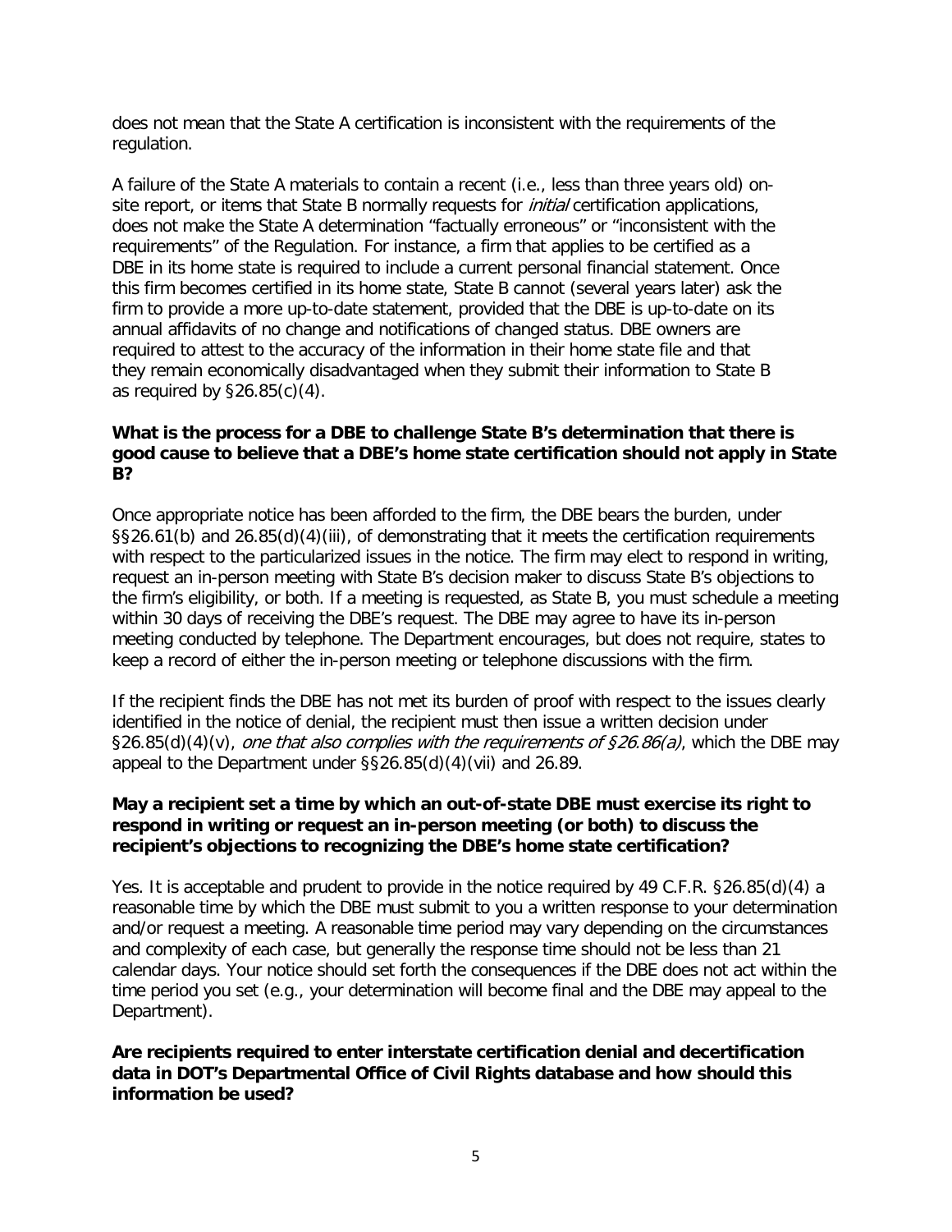does not mean that the State A certification is inconsistent with the requirements of the regulation.

A failure of the State A materials to contain a recent (i.e., less than three years old) on-site report, or items that State B normally requests for *initial* certification applications, does not make the State A determination "factually erroneous" or "inconsistent with the requirements" of the Regulation. For instance, a firm that applies to be certified as a DBE in its home state is required to include a current personal financial statement. Once this firm becomes certified in its home state, State B cannot (several years later) ask the firm to provide a more up-to-date statement, provided that the DBE is up-to-date on its annual affidavits of no change and notifications of changed status. DBE owners are required to attest to the accuracy of the information in their home state file and that they remain economically disadvantaged when they submit their information to State B as required by §26.85(c)(4).

**What is the process for a DBE to challenge State B's determination that there is good cause to believe that a DBE's home state certification should not apply in State B?**

Once appropriate notice has been afforded to the firm, the DBE bears the burden, under §§26.61(b) and 26.85(d)(4)(iii), of demonstrating that it meets the certification requirements with respect to the particularized issues in the notice. The firm may elect to respond in writing, request an in-person meeting with State B's decision maker to discuss State B's objections to the firm's eligibility, or both. If a meeting is requested, as State B, you must schedule a meeting within 30 days of receiving the DBE's request. The DBE may agree to have its in-person meeting conducted by telephone. The Department encourages, but does not require, states to keep a record of either the in-person meeting or telephone discussions with the firm.

If the recipient finds the DBE has not met its burden of proof with respect to the issues clearly identified in the notice of denial, the recipient must then issue a written decision under §26.85(d)(4)(v), *one that also complies with the requirements of §26.86(a)*, which the DBE may appeal to the Department under §§26.85(d)(4)(vii) and 26.89.

**May a recipient set a time by which an out-of-state DBE must exercise its right to respond in writing or request an in-person meeting (or both) to discuss the recipient's objections to recognizing the DBE's home state certification?**

Yes. It is acceptable and prudent to provide in the notice required by 49 C.F.R. §26.85(d)(4) a reasonable time by which the DBE must submit to you a written response to your determination and/or request a meeting. A reasonable time period may vary depending on the circumstances and complexity of each case, but generally the response time should not be less than 21 calendar days. Your notice should set forth the consequences if the DBE does not act within the time period you set (e.g., your determination will become final and the DBE may appeal to the Department).

**Are recipients required to enter interstate certification denial and decertification data in DOT's Departmental Office of Civil Rights database and how should this information be used?**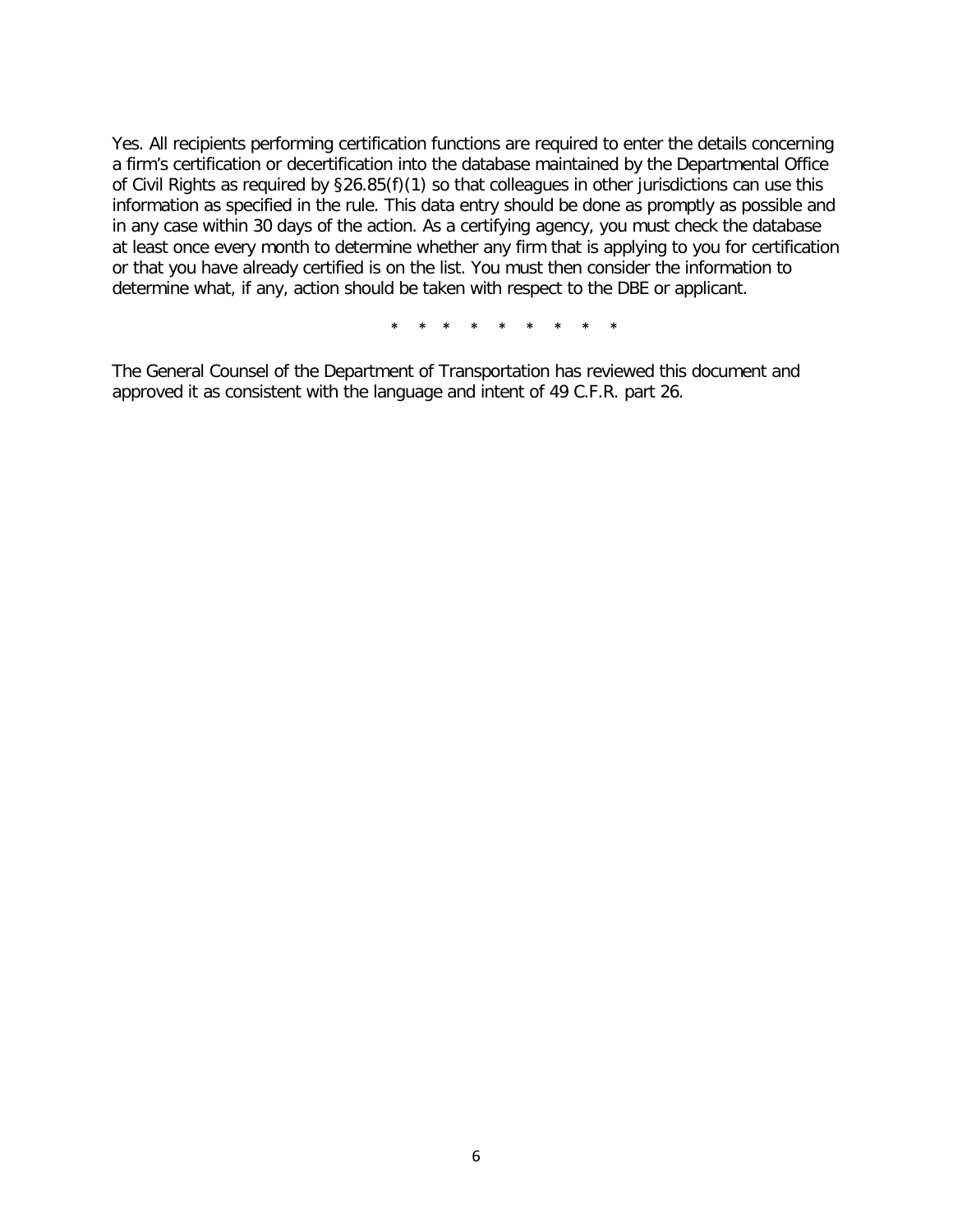Yes. All recipients performing certification functions are required to enter the details concerning a firm's certification or decertification into the database maintained by the Departmental Office of Civil Rights as required by §26.85(f)(1) so that colleagues in other jurisdictions can use this information as specified in the rule. This data entry should be done as promptly as possible and in any case within 30 days of the action. As a certifying agency, you must check the database at least once every month to determine whether any firm that is applying to you for certification or that you have already certified is on the list. You must then consider the information to determine what, if any, action should be taken with respect to the DBE or applicant.

\* \* \* \* \* \* \* \* \*

The General Counsel of the Department of Transportation has reviewed this document and approved it as consistent with the language and intent of 49 C.F.R. part 26.